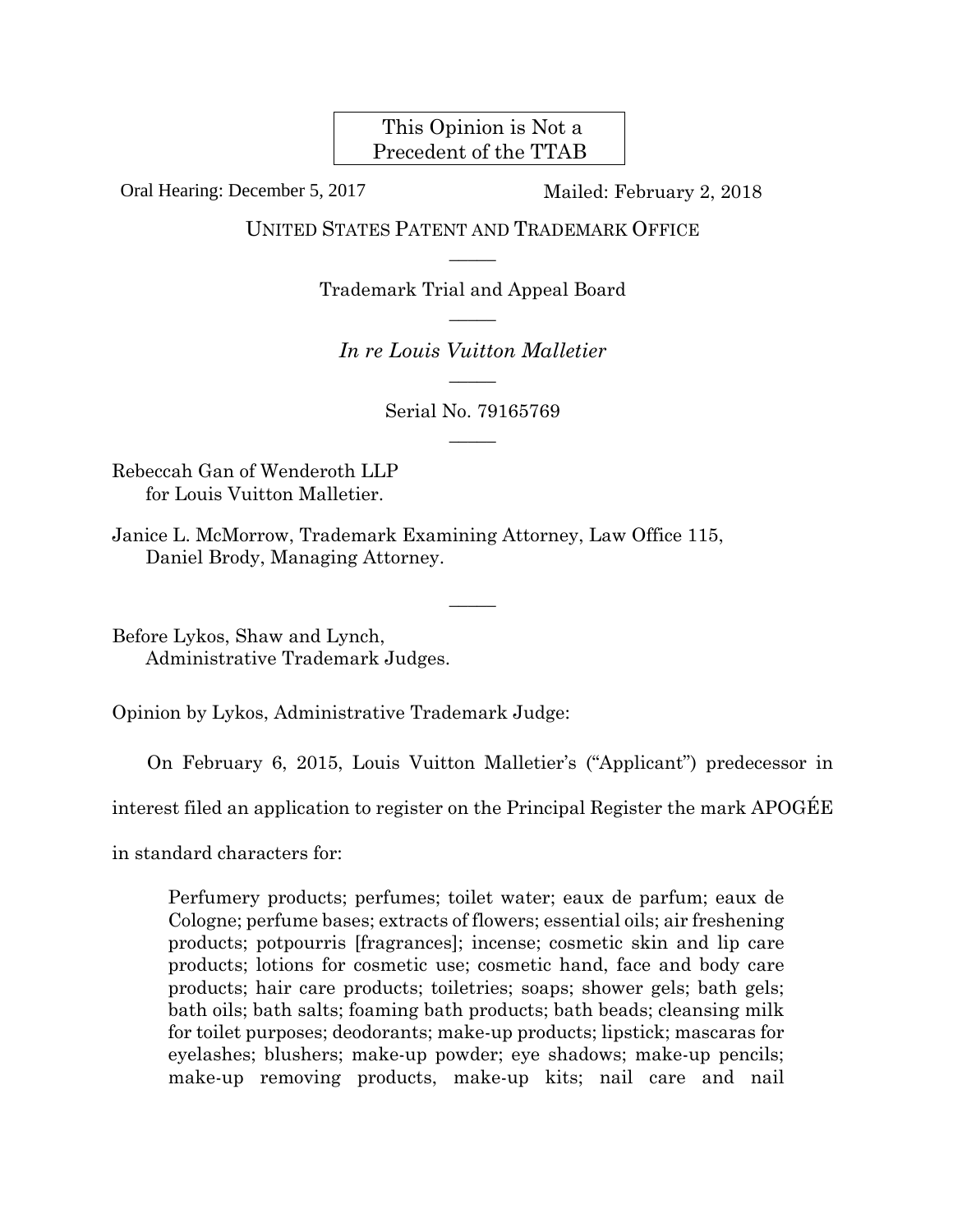This Opinion is Not a Precedent of the TTAB

Oral Hearing: December 5, 2017

Mailed: February 2, 2018

UNITED STATES PATENT AND TRADEMARK OFFICE

—————

Trademark Trial and Appeal Board

—————

*In re Louis Vuitton Malletier*

—————

Serial No. 79165769

—————

Rebeccah Gan of Wenderoth LLP
for Louis Vuitton Malletier.

Janice L. McMorrow, Trademark Examining Attorney, Law Office 115,
Daniel Brody, Managing Attorney.

—————

Before Lykos, Shaw and Lynch,
Administrative Trademark Judges.

Opinion by Lykos, Administrative Trademark Judge:

On February 6, 2015, Louis Vuitton Malletier's ("Applicant") predecessor in interest filed an application to register on the Principal Register the mark APOGÉE in standard characters for:

> Perfumery products; perfumes; toilet water; eaux de parfum; eaux de Cologne; perfume bases; extracts of flowers; essential oils; air freshening products; potpourris [fragrances]; incense; cosmetic skin and lip care products; lotions for cosmetic use; cosmetic hand, face and body care products; hair care products; toiletries; soaps; shower gels; bath gels; bath oils; bath salts; foaming bath products; bath beads; cleansing milk for toilet purposes; deodorants; make-up products; lipstick; mascaras for eyelashes; blushers; make-up powder; eye shadows; make-up pencils; make-up removing products, make-up kits; nail care and nail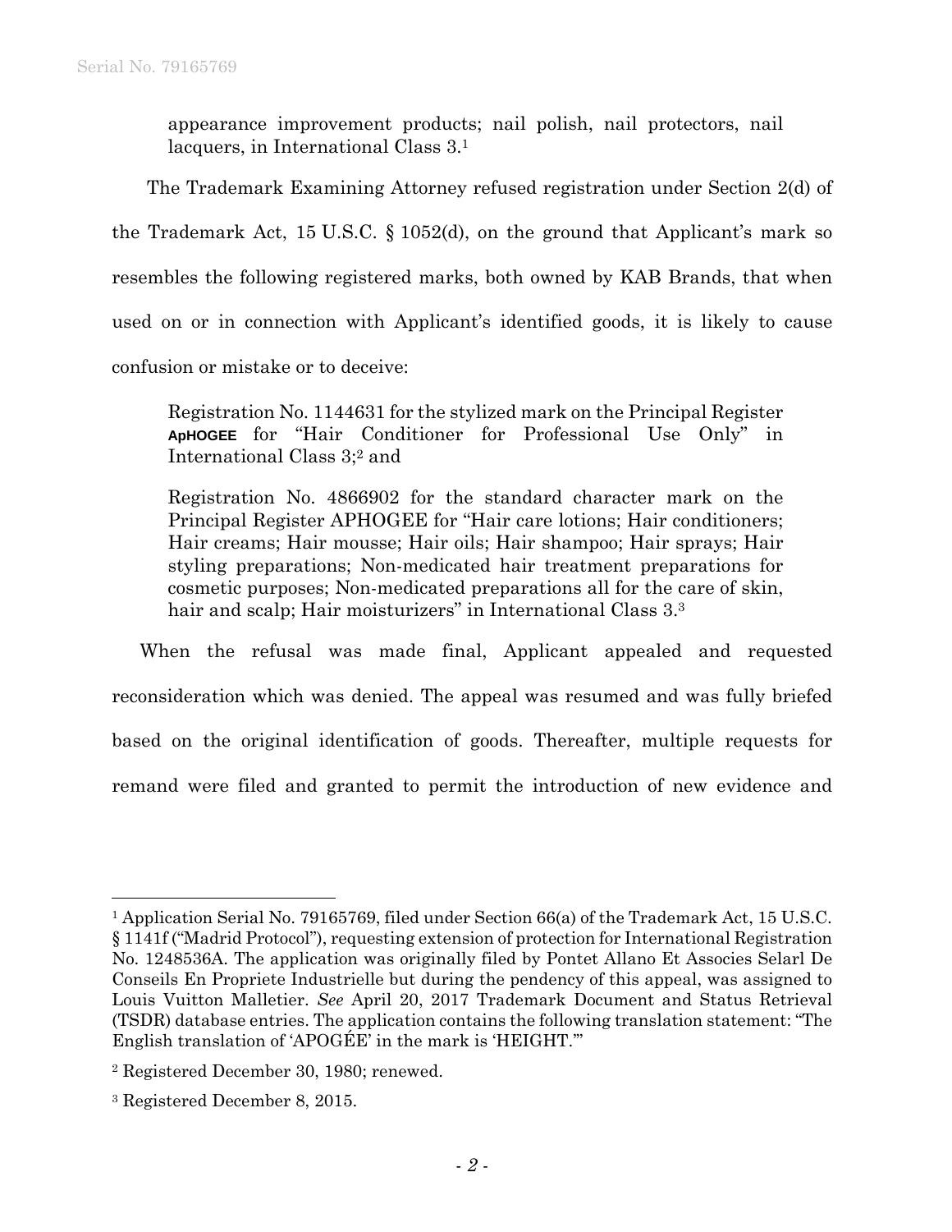appearance improvement products; nail polish, nail protectors, nail lacquers, in International Class 3.[1]

The Trademark Examining Attorney refused registration under Section 2(d) of the Trademark Act, 15 U.S.C. § 1052(d), on the ground that Applicant's mark so resembles the following registered marks, both owned by KAB Brands, that when used on or in connection with Applicant's identified goods, it is likely to cause confusion or mistake or to deceive:

> Registration No. 1144631 for the stylized mark on the Principal Register **ApHOGEE** for "Hair Conditioner for Professional Use Only" in International Class 3;[2] and
>
> Registration No. 4866902 for the standard character mark on the Principal Register APHOGEE for "Hair care lotions; Hair conditioners; Hair creams; Hair mousse; Hair oils; Hair shampoo; Hair sprays; Hair styling preparations; Non-medicated hair treatment preparations for cosmetic purposes; Non-medicated preparations all for the care of skin, hair and scalp; Hair moisturizers" in International Class 3.[3]

When the refusal was made final, Applicant appealed and requested reconsideration which was denied. The appeal was resumed and was fully briefed based on the original identification of goods. Thereafter, multiple requests for remand were filed and granted to permit the introduction of new evidence and

---

[1] Application Serial No. 79165769, filed under Section 66(a) of the Trademark Act, 15 U.S.C. § 1141f ("Madrid Protocol"), requesting extension of protection for International Registration No. 1248536A. The application was originally filed by Pontet Allano Et Associes Selarl De Conseils En Propriete Industrielle but during the pendency of this appeal, was assigned to Louis Vuitton Malletier. *See* April 20, 2017 Trademark Document and Status Retrieval (TSDR) database entries. The application contains the following translation statement: "The English translation of 'APOGÉE' in the mark is 'HEIGHT.'"

[2] Registered December 30, 1980; renewed.

[3] Registered December 8, 2015.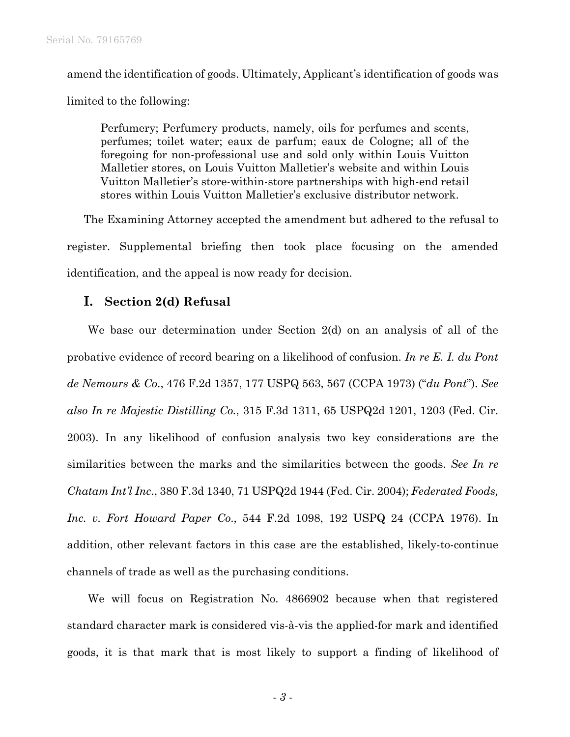amend the identification of goods. Ultimately, Applicant's identification of goods was limited to the following:

> Perfumery; Perfumery products, namely, oils for perfumes and scents, perfumes; toilet water; eaux de parfum; eaux de Cologne; all of the foregoing for non-professional use and sold only within Louis Vuitton Malletier stores, on Louis Vuitton Malletier's website and within Louis Vuitton Malletier's store-within-store partnerships with high-end retail stores within Louis Vuitton Malletier's exclusive distributor network.

The Examining Attorney accepted the amendment but adhered to the refusal to register. Supplemental briefing then took place focusing on the amended identification, and the appeal is now ready for decision.

## I. Section 2(d) Refusal

We base our determination under Section 2(d) on an analysis of all of the probative evidence of record bearing on a likelihood of confusion. *In re E. I. du Pont de Nemours & Co.*, 476 F.2d 1357, 177 USPQ 563, 567 (CCPA 1973) ("*du Pont*"). *See also In re Majestic Distilling Co.*, 315 F.3d 1311, 65 USPQ2d 1201, 1203 (Fed. Cir. 2003). In any likelihood of confusion analysis two key considerations are the similarities between the marks and the similarities between the goods. *See In re Chatam Int'l Inc*., 380 F.3d 1340, 71 USPQ2d 1944 (Fed. Cir. 2004); *Federated Foods, Inc. v. Fort Howard Paper Co*., 544 F.2d 1098, 192 USPQ 24 (CCPA 1976). In addition, other relevant factors in this case are the established, likely-to-continue channels of trade as well as the purchasing conditions.

We will focus on Registration No. 4866902 because when that registered standard character mark is considered vis-à-vis the applied-for mark and identified goods, it is that mark that is most likely to support a finding of likelihood of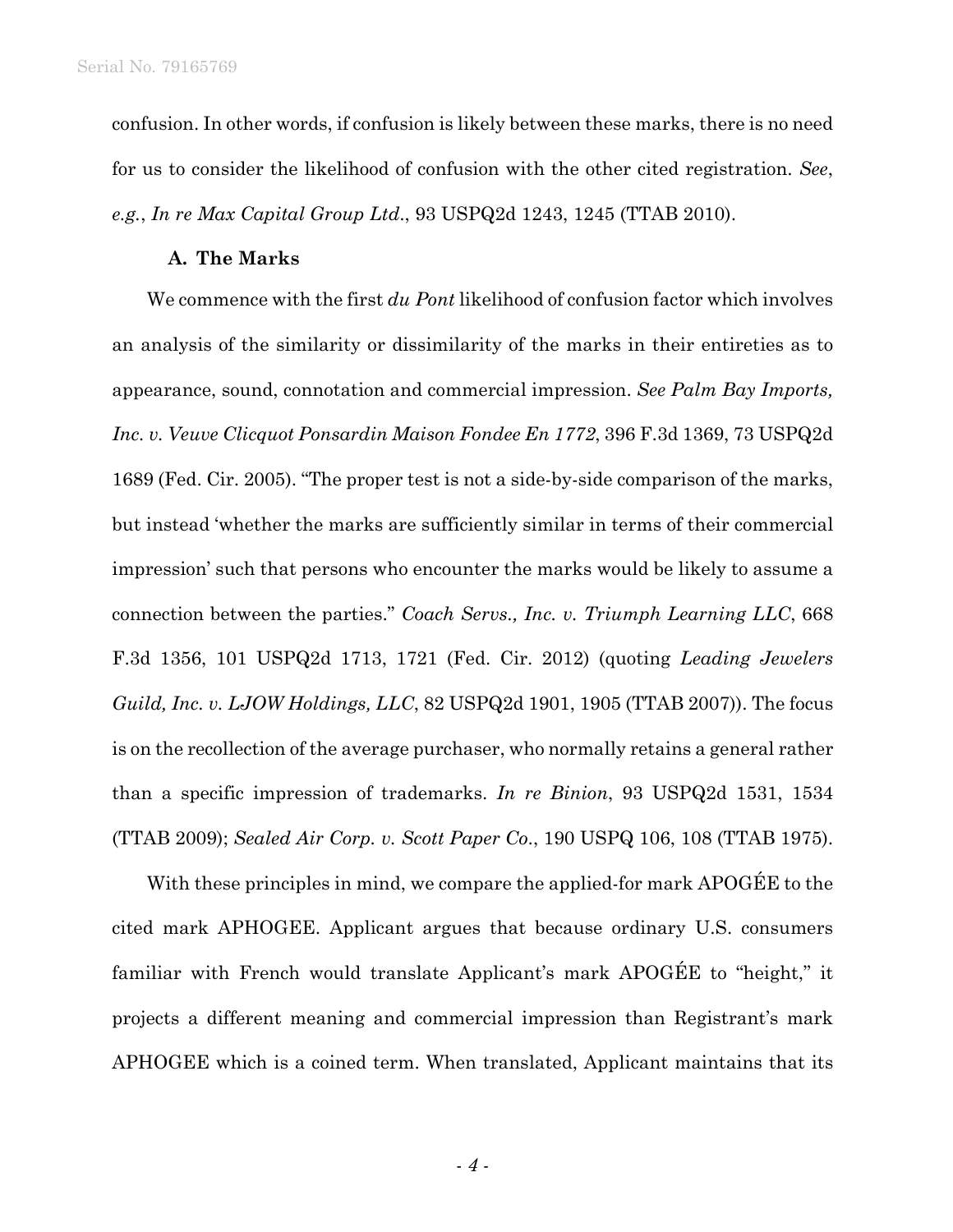confusion. In other words, if confusion is likely between these marks, there is no need for us to consider the likelihood of confusion with the other cited registration. *See*, *e.g.*, *In re Max Capital Group Ltd*., 93 USPQ2d 1243, 1245 (TTAB 2010).

### A. The Marks

We commence with the first *du Pont* likelihood of confusion factor which involves an analysis of the similarity or dissimilarity of the marks in their entireties as to appearance, sound, connotation and commercial impression. *See Palm Bay Imports, Inc. v. Veuve Clicquot Ponsardin Maison Fondee En 1772*, 396 F.3d 1369, 73 USPQ2d 1689 (Fed. Cir. 2005). "The proper test is not a side-by-side comparison of the marks, but instead 'whether the marks are sufficiently similar in terms of their commercial impression' such that persons who encounter the marks would be likely to assume a connection between the parties." *Coach Servs., Inc. v. Triumph Learning LLC*, 668 F.3d 1356, 101 USPQ2d 1713, 1721 (Fed. Cir. 2012) (quoting *Leading Jewelers Guild, Inc. v. LJOW Holdings, LLC*, 82 USPQ2d 1901, 1905 (TTAB 2007)). The focus is on the recollection of the average purchaser, who normally retains a general rather than a specific impression of trademarks. *In re Binion*, 93 USPQ2d 1531, 1534 (TTAB 2009); *Sealed Air Corp. v. Scott Paper Co*., 190 USPQ 106, 108 (TTAB 1975).

With these principles in mind, we compare the applied-for mark APOGÉE to the cited mark APHOGEE. Applicant argues that because ordinary U.S. consumers familiar with French would translate Applicant's mark APOGÉE to "height," it projects a different meaning and commercial impression than Registrant's mark APHOGEE which is a coined term. When translated, Applicant maintains that its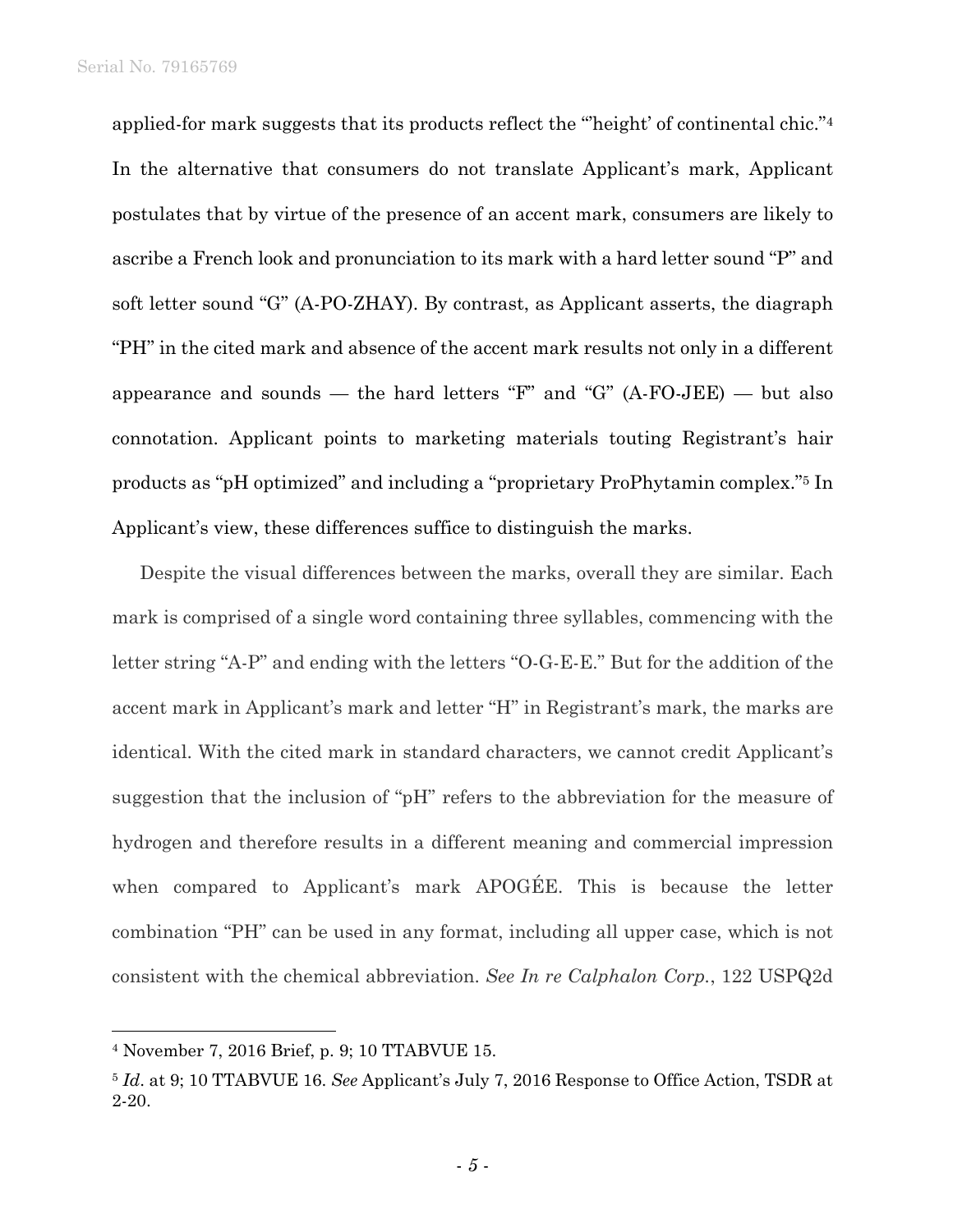applied-for mark suggests that its products reflect the "'height' of continental chic."[4] In the alternative that consumers do not translate Applicant's mark, Applicant postulates that by virtue of the presence of an accent mark, consumers are likely to ascribe a French look and pronunciation to its mark with a hard letter sound "P" and soft letter sound "G" (A-PO-ZHAY). By contrast, as Applicant asserts, the diagraph "PH" in the cited mark and absence of the accent mark results not only in a different appearance and sounds — the hard letters "F" and "G" (A-FO-JEE) — but also connotation. Applicant points to marketing materials touting Registrant's hair products as "pH optimized" and including a "proprietary ProPhytamin complex."[5] In Applicant's view, these differences suffice to distinguish the marks.

Despite the visual differences between the marks, overall they are similar. Each mark is comprised of a single word containing three syllables, commencing with the letter string "A-P" and ending with the letters "O-G-E-E." But for the addition of the accent mark in Applicant's mark and letter "H" in Registrant's mark, the marks are identical. With the cited mark in standard characters, we cannot credit Applicant's suggestion that the inclusion of "pH" refers to the abbreviation for the measure of hydrogen and therefore results in a different meaning and commercial impression when compared to Applicant's mark APOGÉE. This is because the letter combination "PH" can be used in any format, including all upper case, which is not consistent with the chemical abbreviation. *See In re Calphalon Corp.*, 122 USPQ2d

---

[4] November 7, 2016 Brief, p. 9; 10 TTABVUE 15.

[5] *Id*. at 9; 10 TTABVUE 16. *See* Applicant's July 7, 2016 Response to Office Action, TSDR at 2-20.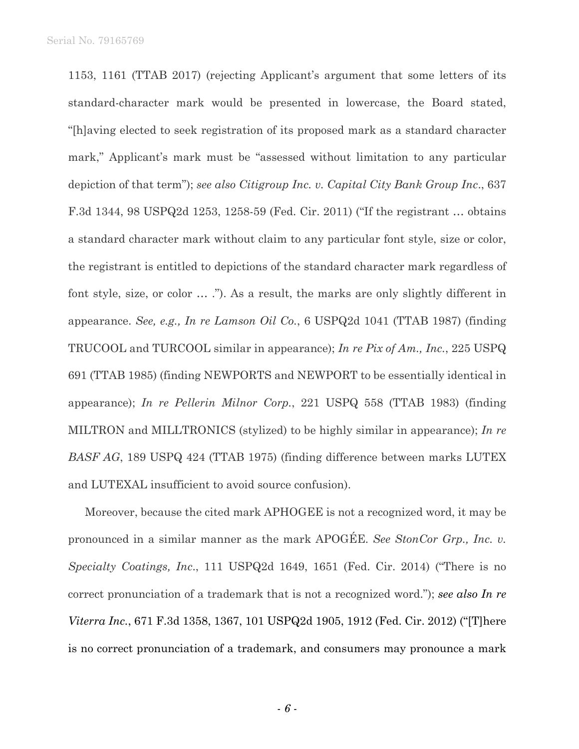1153, 1161 (TTAB 2017) (rejecting Applicant's argument that some letters of its standard-character mark would be presented in lowercase, the Board stated, "[h]aving elected to seek registration of its proposed mark as a standard character mark," Applicant's mark must be "assessed without limitation to any particular depiction of that term"); *see also Citigroup Inc. v. Capital City Bank Group Inc*., 637 F.3d 1344, 98 USPQ2d 1253, 1258-59 (Fed. Cir. 2011) ("If the registrant … obtains a standard character mark without claim to any particular font style, size or color, the registrant is entitled to depictions of the standard character mark regardless of font style, size, or color … ."). As a result, the marks are only slightly different in appearance. *See, e.g., In re Lamson Oil Co.*, 6 USPQ2d 1041 (TTAB 1987) (finding TRUCOOL and TURCOOL similar in appearance); *In re Pix of Am., Inc.*, 225 USPQ 691 (TTAB 1985) (finding NEWPORTS and NEWPORT to be essentially identical in appearance); *In re Pellerin Milnor Corp.*, 221 USPQ 558 (TTAB 1983) (finding MILTRON and MILLTRONICS (stylized) to be highly similar in appearance); *In re BASF AG*, 189 USPQ 424 (TTAB 1975) (finding difference between marks LUTEX and LUTEXAL insufficient to avoid source confusion).

Moreover, because the cited mark APHOGEE is not a recognized word, it may be pronounced in a similar manner as the mark APOGÉE. *See StonCor Grp., Inc. v. Specialty Coatings, Inc*., 111 USPQ2d 1649, 1651 (Fed. Cir. 2014) ("There is no correct pronunciation of a trademark that is not a recognized word."); *see also In re Viterra Inc.*, 671 F.3d 1358, 1367, 101 USPQ2d 1905, 1912 (Fed. Cir. 2012) ("[T]here is no correct pronunciation of a trademark, and consumers may pronounce a mark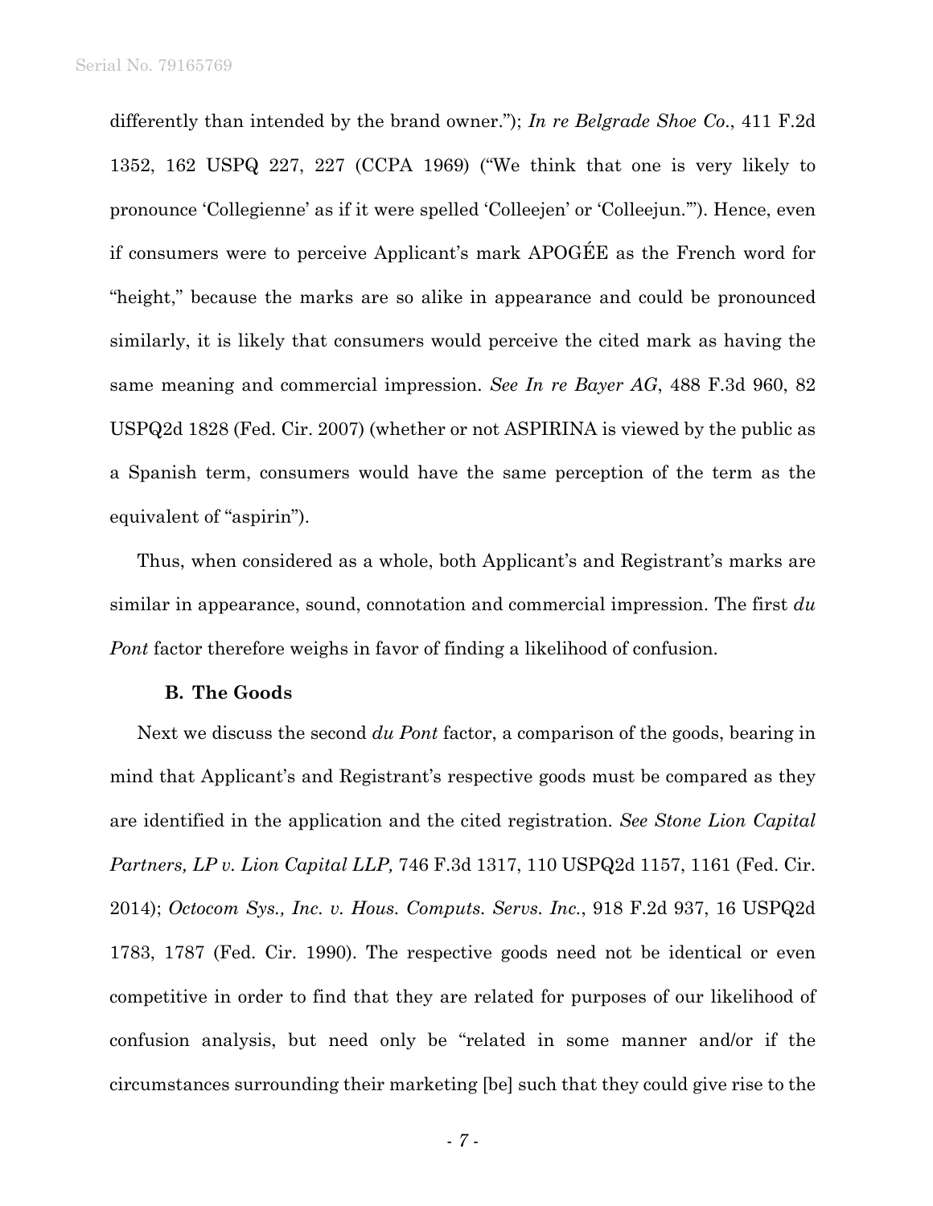differently than intended by the brand owner."); *In re Belgrade Shoe Co.*, 411 F.2d 1352, 162 USPQ 227, 227 (CCPA 1969) ("We think that one is very likely to pronounce 'Collegienne' as if it were spelled 'Colleejen' or 'Colleejun.'"). Hence, even if consumers were to perceive Applicant's mark APOGÉE as the French word for "height," because the marks are so alike in appearance and could be pronounced similarly, it is likely that consumers would perceive the cited mark as having the same meaning and commercial impression. *See In re Bayer AG*, 488 F.3d 960, 82 USPQ2d 1828 (Fed. Cir. 2007) (whether or not ASPIRINA is viewed by the public as a Spanish term, consumers would have the same perception of the term as the equivalent of "aspirin").

Thus, when considered as a whole, both Applicant's and Registrant's marks are similar in appearance, sound, connotation and commercial impression. The first *du Pont* factor therefore weighs in favor of finding a likelihood of confusion.

### B. The Goods

Next we discuss the second *du Pont* factor, a comparison of the goods, bearing in mind that Applicant's and Registrant's respective goods must be compared as they are identified in the application and the cited registration. *See Stone Lion Capital Partners, LP v. Lion Capital LLP,* 746 F.3d 1317, 110 USPQ2d 1157, 1161 (Fed. Cir. 2014); *Octocom Sys., Inc. v. Hous. Computs. Servs. Inc.*, 918 F.2d 937, 16 USPQ2d 1783, 1787 (Fed. Cir. 1990). The respective goods need not be identical or even competitive in order to find that they are related for purposes of our likelihood of confusion analysis, but need only be "related in some manner and/or if the circumstances surrounding their marketing [be] such that they could give rise to the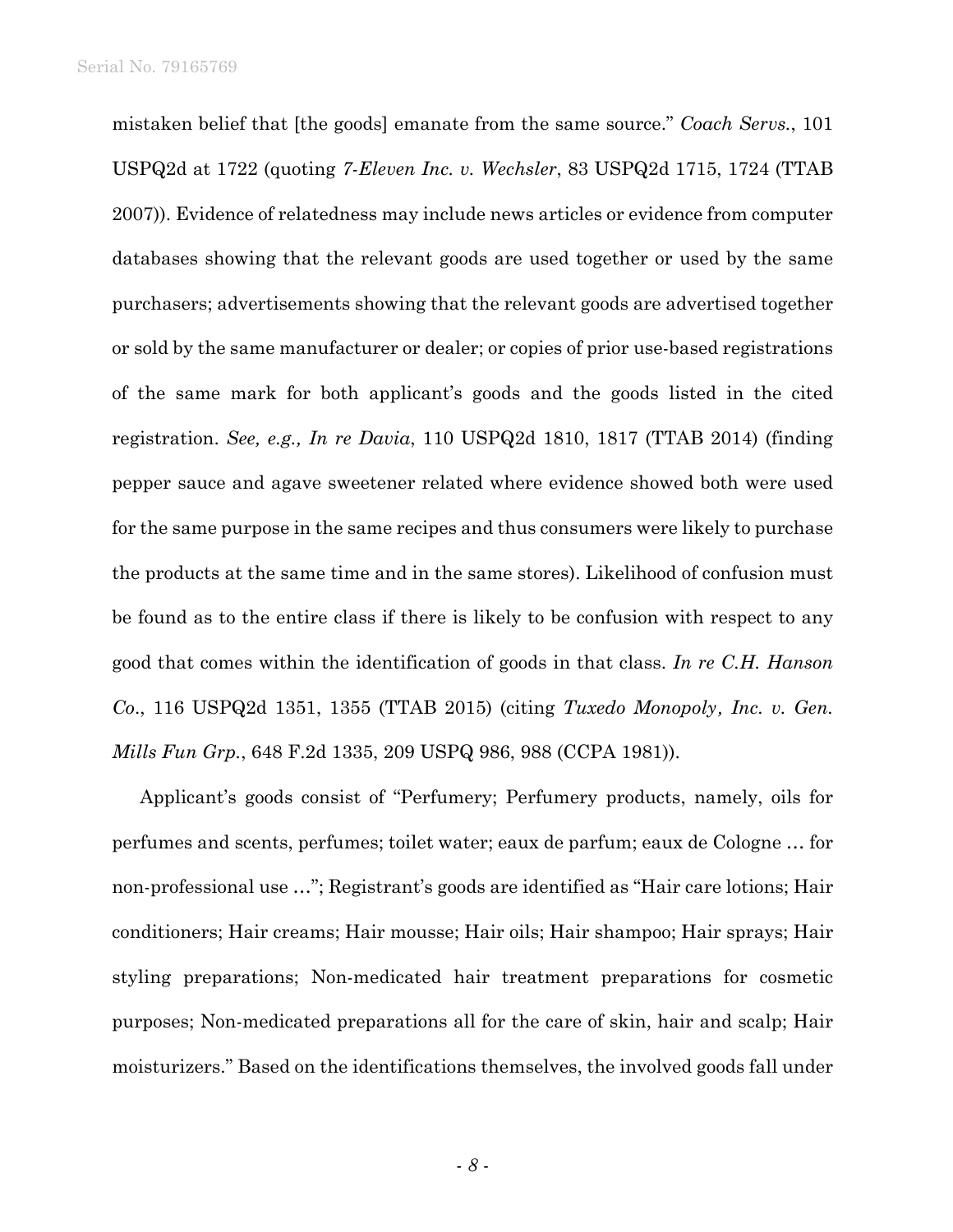mistaken belief that [the goods] emanate from the same source." *Coach Servs.*, 101 USPQ2d at 1722 (quoting *7-Eleven Inc. v. Wechsler*, 83 USPQ2d 1715, 1724 (TTAB 2007)). Evidence of relatedness may include news articles or evidence from computer databases showing that the relevant goods are used together or used by the same purchasers; advertisements showing that the relevant goods are advertised together or sold by the same manufacturer or dealer; or copies of prior use-based registrations of the same mark for both applicant's goods and the goods listed in the cited registration. *See, e.g., In re Davia*, 110 USPQ2d 1810, 1817 (TTAB 2014) (finding pepper sauce and agave sweetener related where evidence showed both were used for the same purpose in the same recipes and thus consumers were likely to purchase the products at the same time and in the same stores). Likelihood of confusion must be found as to the entire class if there is likely to be confusion with respect to any good that comes within the identification of goods in that class. *In re C.H. Hanson Co.*, 116 USPQ2d 1351, 1355 (TTAB 2015) (citing *Tuxedo Monopoly, Inc. v. Gen. Mills Fun Grp.*, 648 F.2d 1335, 209 USPQ 986, 988 (CCPA 1981)).

Applicant's goods consist of "Perfumery; Perfumery products, namely, oils for perfumes and scents, perfumes; toilet water; eaux de parfum; eaux de Cologne … for non-professional use …"; Registrant's goods are identified as "Hair care lotions; Hair conditioners; Hair creams; Hair mousse; Hair oils; Hair shampoo; Hair sprays; Hair styling preparations; Non-medicated hair treatment preparations for cosmetic purposes; Non-medicated preparations all for the care of skin, hair and scalp; Hair moisturizers." Based on the identifications themselves, the involved goods fall under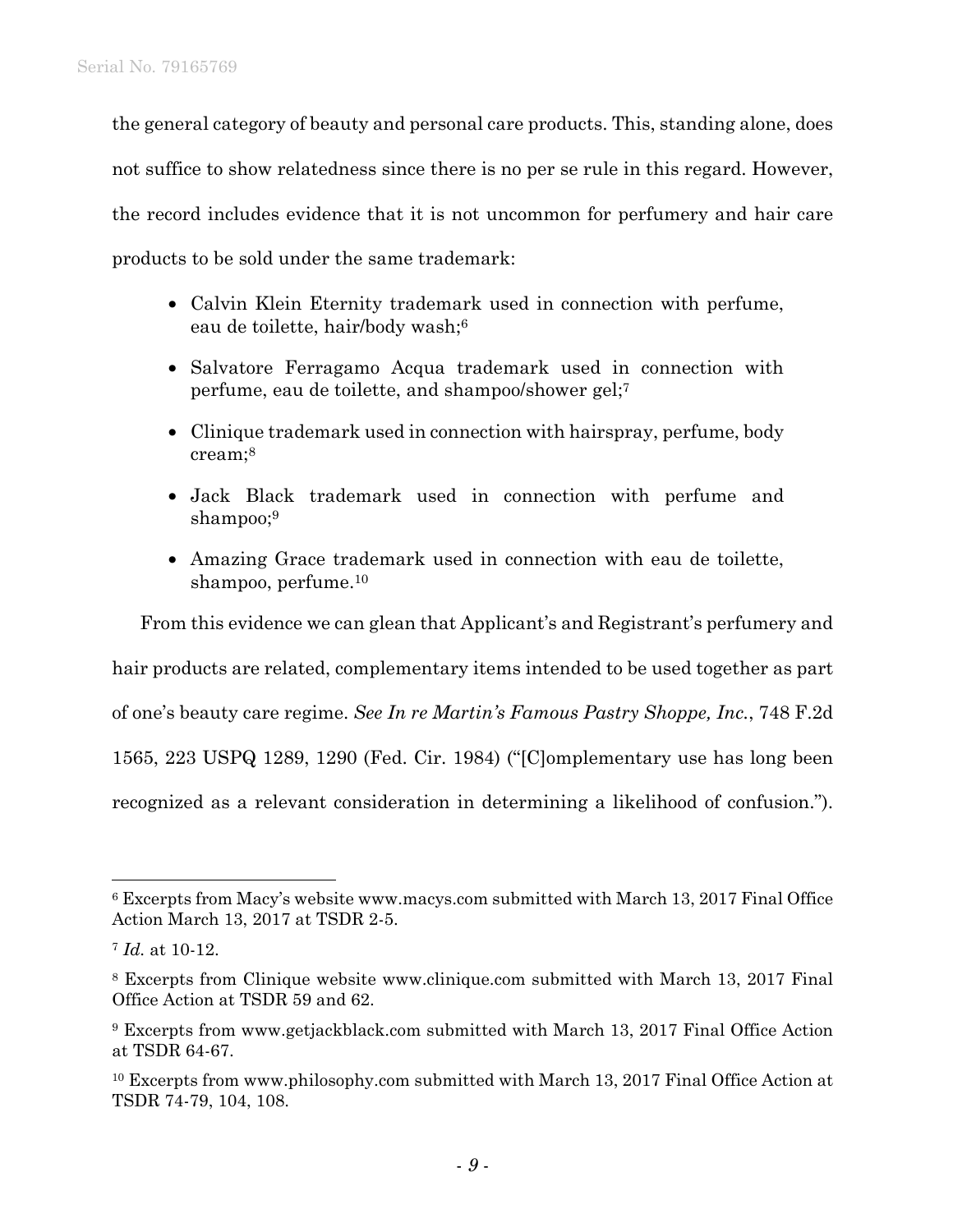the general category of beauty and personal care products. This, standing alone, does not suffice to show relatedness since there is no per se rule in this regard. However, the record includes evidence that it is not uncommon for perfumery and hair care products to be sold under the same trademark:

- Calvin Klein Eternity trademark used in connection with perfume, eau de toilette, hair/body wash;[6]
- Salvatore Ferragamo Acqua trademark used in connection with perfume, eau de toilette, and shampoo/shower gel;[7]
- Clinique trademark used in connection with hairspray, perfume, body cream;[8]
- Jack Black trademark used in connection with perfume and shampoo;[9]
- Amazing Grace trademark used in connection with eau de toilette, shampoo, perfume.[10]

From this evidence we can glean that Applicant's and Registrant's perfumery and hair products are related, complementary items intended to be used together as part of one's beauty care regime. *See In re Martin's Famous Pastry Shoppe, Inc.*, 748 F.2d 1565, 223 USPQ 1289, 1290 (Fed. Cir. 1984) ("[C]omplementary use has long been recognized as a relevant consideration in determining a likelihood of confusion.").

---

[6] Excerpts from Macy's website www.macys.com submitted with March 13, 2017 Final Office Action March 13, 2017 at TSDR 2-5.

[7] *Id.* at 10-12.

[8] Excerpts from Clinique website www.clinique.com submitted with March 13, 2017 Final Office Action at TSDR 59 and 62.

[9] Excerpts from www.getjackblack.com submitted with March 13, 2017 Final Office Action at TSDR 64-67.

[10] Excerpts from www.philosophy.com submitted with March 13, 2017 Final Office Action at TSDR 74-79, 104, 108.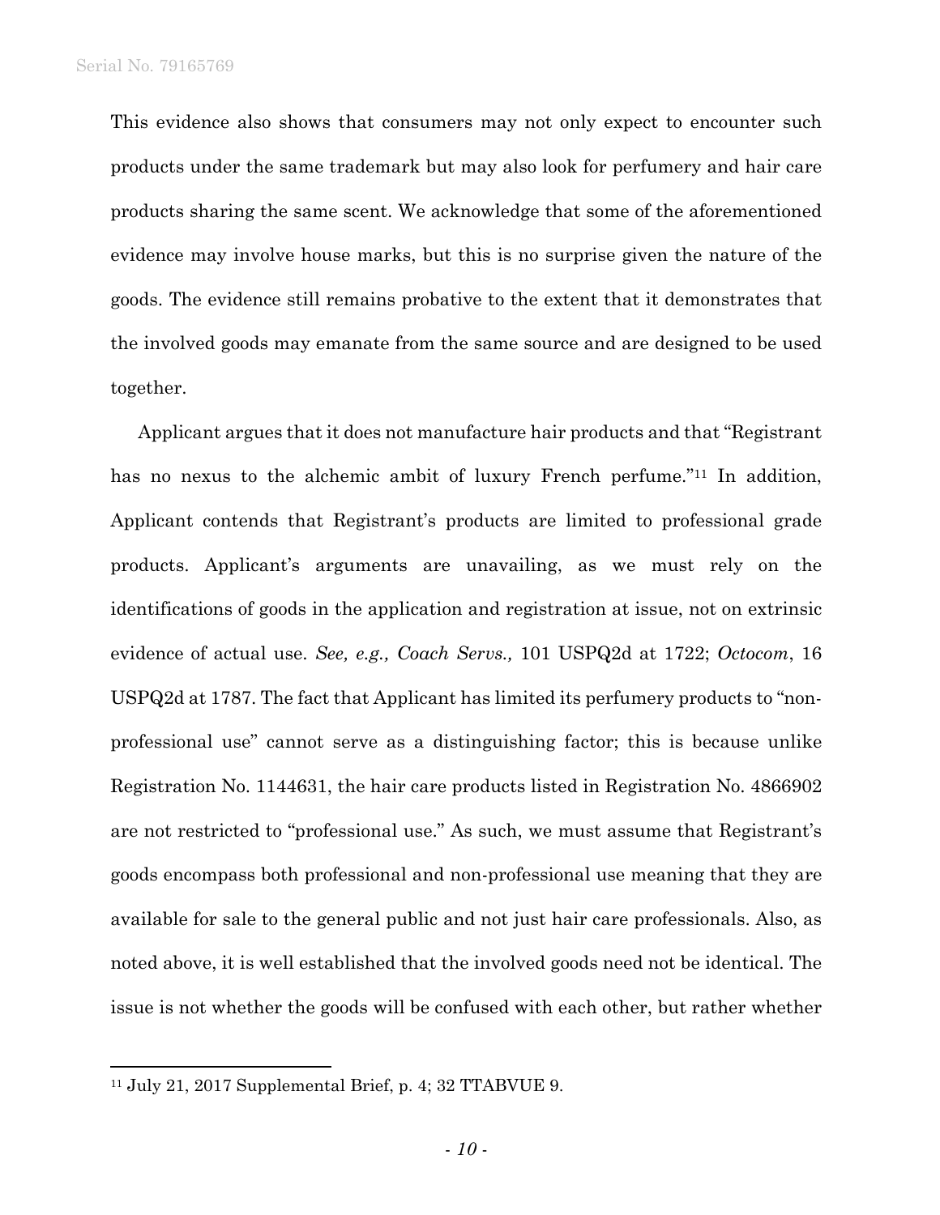This evidence also shows that consumers may not only expect to encounter such products under the same trademark but may also look for perfumery and hair care products sharing the same scent. We acknowledge that some of the aforementioned evidence may involve house marks, but this is no surprise given the nature of the goods. The evidence still remains probative to the extent that it demonstrates that the involved goods may emanate from the same source and are designed to be used together.

Applicant argues that it does not manufacture hair products and that "Registrant has no nexus to the alchemic ambit of luxury French perfume."[11] In addition, Applicant contends that Registrant's products are limited to professional grade products. Applicant's arguments are unavailing, as we must rely on the identifications of goods in the application and registration at issue, not on extrinsic evidence of actual use. *See, e.g., Coach Servs.,* 101 USPQ2d at 1722; *Octocom*, 16 USPQ2d at 1787. The fact that Applicant has limited its perfumery products to "non-professional use" cannot serve as a distinguishing factor; this is because unlike Registration No. 1144631, the hair care products listed in Registration No. 4866902 are not restricted to "professional use." As such, we must assume that Registrant's goods encompass both professional and non-professional use meaning that they are available for sale to the general public and not just hair care professionals. Also, as noted above, it is well established that the involved goods need not be identical. The issue is not whether the goods will be confused with each other, but rather whether

---

[11] July 21, 2017 Supplemental Brief, p. 4; 32 TTABVUE 9.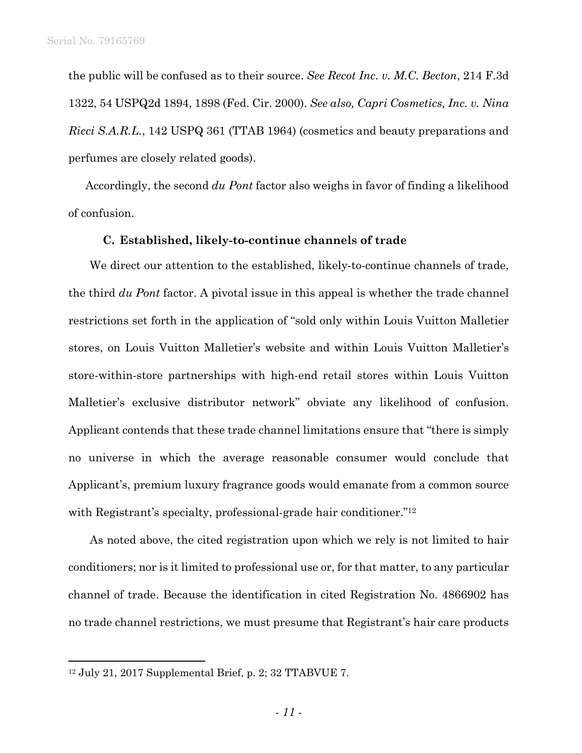the public will be confused as to their source. *See Recot Inc. v. M.C. Becton*, 214 F.3d 1322, 54 USPQ2d 1894, 1898 (Fed. Cir. 2000). *See also, Capri Cosmetics, Inc. v. Nina Ricci S.A.R.L.*, 142 USPQ 361 (TTAB 1964) (cosmetics and beauty preparations and perfumes are closely related goods).

Accordingly, the second *du Pont* factor also weighs in favor of finding a likelihood of confusion.

### C. Established, likely-to-continue channels of trade

We direct our attention to the established, likely-to-continue channels of trade, the third *du Pont* factor. A pivotal issue in this appeal is whether the trade channel restrictions set forth in the application of "sold only within Louis Vuitton Malletier stores, on Louis Vuitton Malletier's website and within Louis Vuitton Malletier's store-within-store partnerships with high-end retail stores within Louis Vuitton Malletier's exclusive distributor network" obviate any likelihood of confusion. Applicant contends that these trade channel limitations ensure that "there is simply no universe in which the average reasonable consumer would conclude that Applicant's, premium luxury fragrance goods would emanate from a common source with Registrant's specialty, professional-grade hair conditioner."[12]

As noted above, the cited registration upon which we rely is not limited to hair conditioners; nor is it limited to professional use or, for that matter, to any particular channel of trade. Because the identification in cited Registration No. 4866902 has no trade channel restrictions, we must presume that Registrant's hair care products

---

[12] July 21, 2017 Supplemental Brief, p. 2; 32 TTABVUE 7.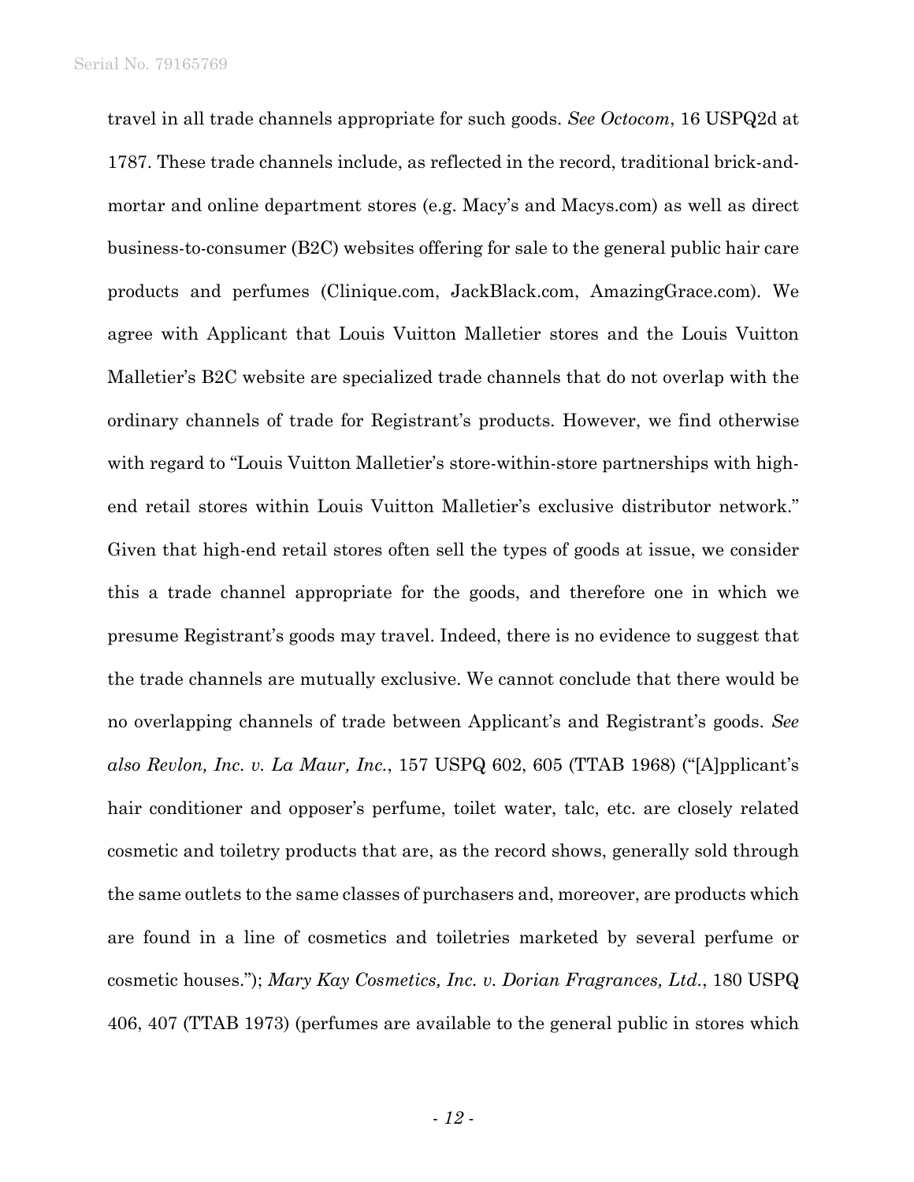travel in all trade channels appropriate for such goods. *See Octocom*, 16 USPQ2d at 1787. These trade channels include, as reflected in the record, traditional brick-and-mortar and online department stores (e.g. Macy's and Macys.com) as well as direct business-to-consumer (B2C) websites offering for sale to the general public hair care products and perfumes (Clinique.com, JackBlack.com, AmazingGrace.com). We agree with Applicant that Louis Vuitton Malletier stores and the Louis Vuitton Malletier's B2C website are specialized trade channels that do not overlap with the ordinary channels of trade for Registrant's products. However, we find otherwise with regard to "Louis Vuitton Malletier's store-within-store partnerships with high-end retail stores within Louis Vuitton Malletier's exclusive distributor network." Given that high-end retail stores often sell the types of goods at issue, we consider this a trade channel appropriate for the goods, and therefore one in which we presume Registrant's goods may travel. Indeed, there is no evidence to suggest that the trade channels are mutually exclusive. We cannot conclude that there would be no overlapping channels of trade between Applicant's and Registrant's goods. *See also Revlon, Inc. v. La Maur, Inc.*, 157 USPQ 602, 605 (TTAB 1968) ("[A]pplicant's hair conditioner and opposer's perfume, toilet water, talc, etc. are closely related cosmetic and toiletry products that are, as the record shows, generally sold through the same outlets to the same classes of purchasers and, moreover, are products which are found in a line of cosmetics and toiletries marketed by several perfume or cosmetic houses."); *Mary Kay Cosmetics, Inc. v. Dorian Fragrances, Ltd.*, 180 USPQ 406, 407 (TTAB 1973) (perfumes are available to the general public in stores which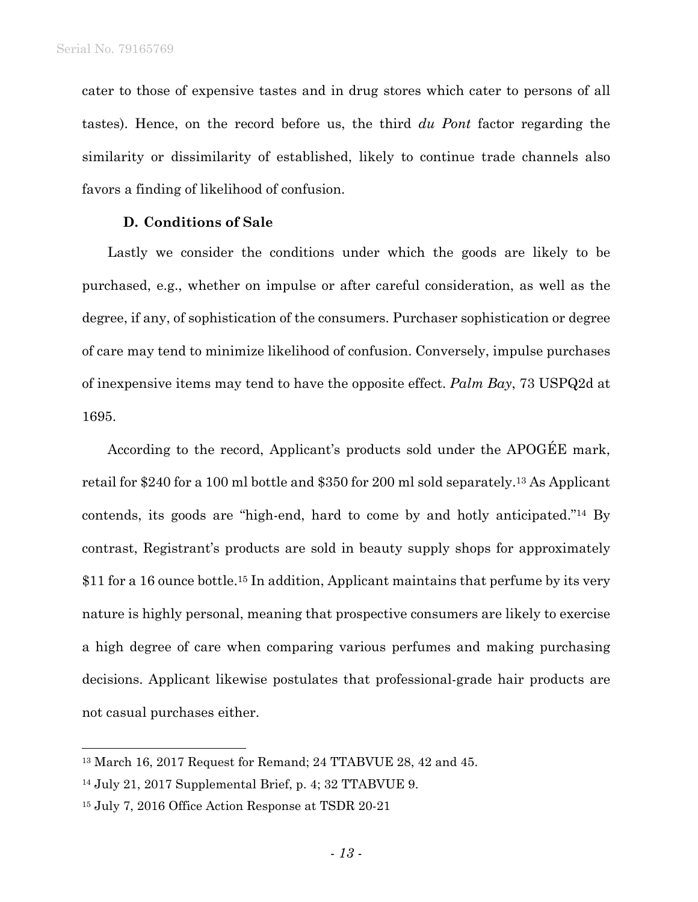cater to those of expensive tastes and in drug stores which cater to persons of all tastes). Hence, on the record before us, the third *du Pont* factor regarding the similarity or dissimilarity of established, likely to continue trade channels also favors a finding of likelihood of confusion.

### D. Conditions of Sale

Lastly we consider the conditions under which the goods are likely to be purchased, e.g., whether on impulse or after careful consideration, as well as the degree, if any, of sophistication of the consumers. Purchaser sophistication or degree of care may tend to minimize likelihood of confusion. Conversely, impulse purchases of inexpensive items may tend to have the opposite effect. *Palm Bay*, 73 USPQ2d at 1695.

According to the record, Applicant's products sold under the APOGÉE mark, retail for $240 for a 100 ml bottle and $350 for 200 ml sold separately.[13] As Applicant contends, its goods are "high-end, hard to come by and hotly anticipated."[14] By contrast, Registrant's products are sold in beauty supply shops for approximately $11 for a 16 ounce bottle.[15] In addition, Applicant maintains that perfume by its very nature is highly personal, meaning that prospective consumers are likely to exercise a high degree of care when comparing various perfumes and making purchasing decisions. Applicant likewise postulates that professional-grade hair products are not casual purchases either.

---

[13] March 16, 2017 Request for Remand; 24 TTABVUE 28, 42 and 45.

[14] July 21, 2017 Supplemental Brief, p. 4; 32 TTABVUE 9.

[15] July 7, 2016 Office Action Response at TSDR 20-21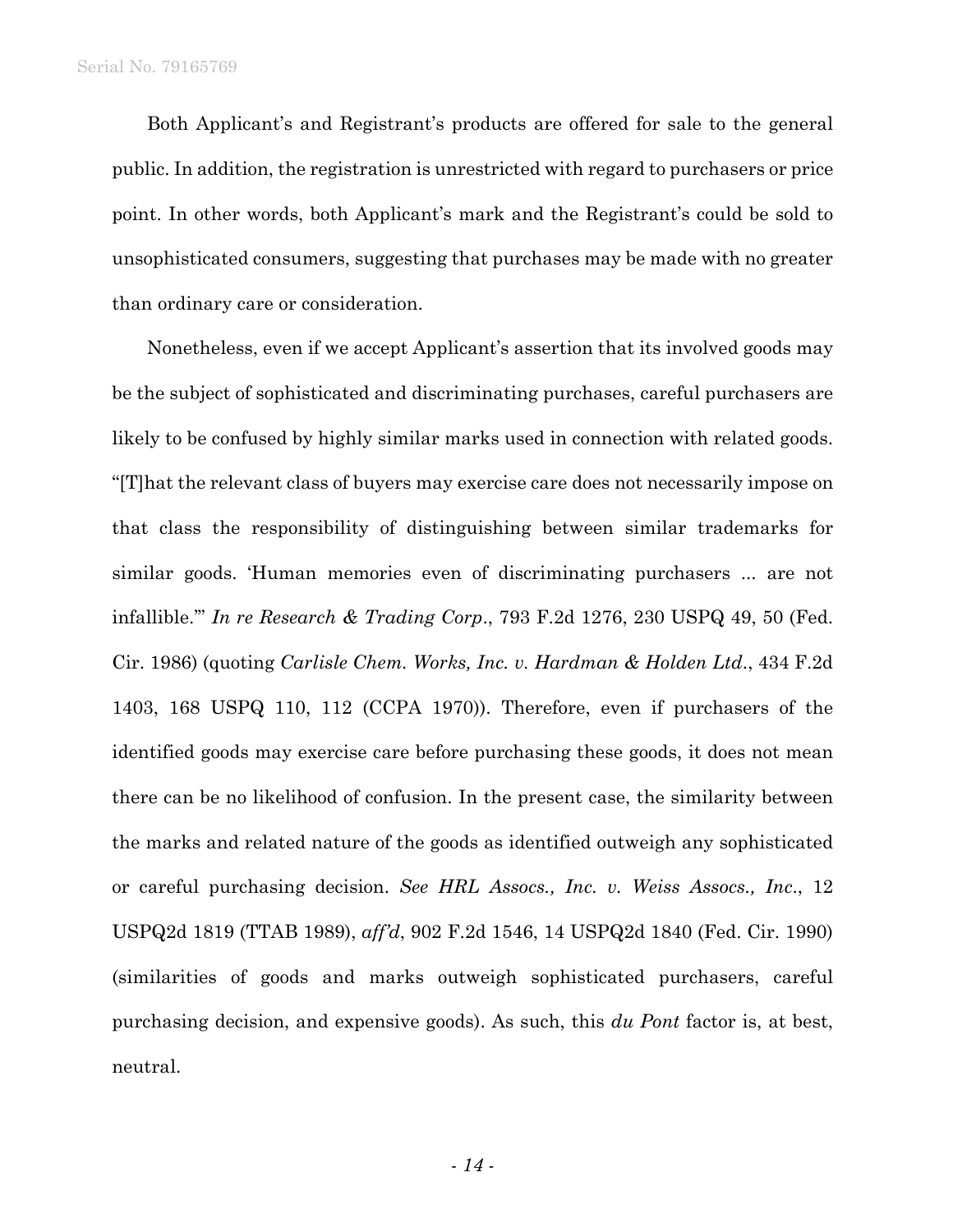Both Applicant's and Registrant's products are offered for sale to the general public. In addition, the registration is unrestricted with regard to purchasers or price point. In other words, both Applicant's mark and the Registrant's could be sold to unsophisticated consumers, suggesting that purchases may be made with no greater than ordinary care or consideration.

Nonetheless, even if we accept Applicant's assertion that its involved goods may be the subject of sophisticated and discriminating purchases, careful purchasers are likely to be confused by highly similar marks used in connection with related goods. "[T]hat the relevant class of buyers may exercise care does not necessarily impose on that class the responsibility of distinguishing between similar trademarks for similar goods. 'Human memories even of discriminating purchasers ... are not infallible.'" *In re Research & Trading Corp*., 793 F.2d 1276, 230 USPQ 49, 50 (Fed. Cir. 1986) (quoting *Carlisle Chem. Works, Inc. v. Hardman & Holden Ltd*., 434 F.2d 1403, 168 USPQ 110, 112 (CCPA 1970)). Therefore, even if purchasers of the identified goods may exercise care before purchasing these goods, it does not mean there can be no likelihood of confusion. In the present case, the similarity between the marks and related nature of the goods as identified outweigh any sophisticated or careful purchasing decision. *See HRL Assocs., Inc. v. Weiss Assocs., Inc*., 12 USPQ2d 1819 (TTAB 1989), *aff'd*, 902 F.2d 1546, 14 USPQ2d 1840 (Fed. Cir. 1990) (similarities of goods and marks outweigh sophisticated purchasers, careful purchasing decision, and expensive goods). As such, this *du Pont* factor is, at best, neutral.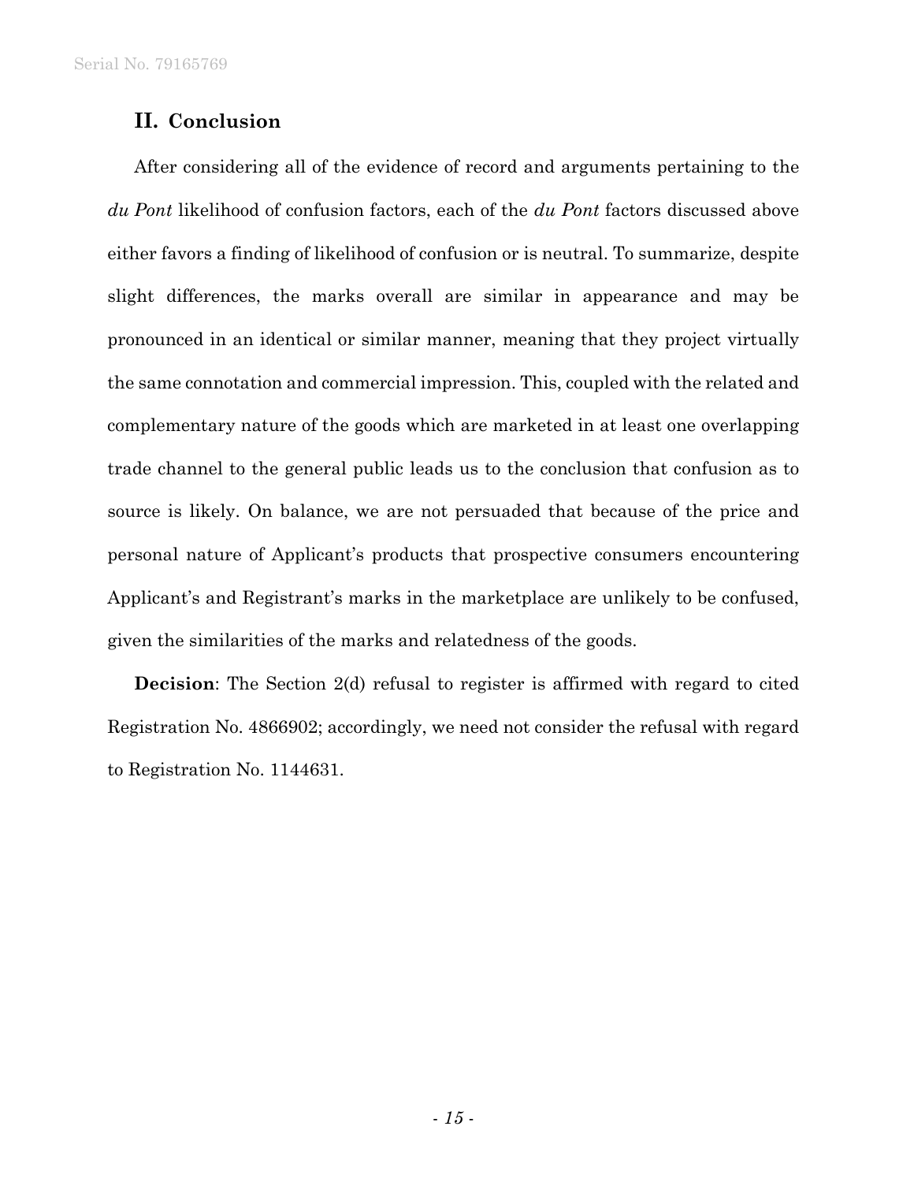## II. Conclusion

After considering all of the evidence of record and arguments pertaining to the *du Pont* likelihood of confusion factors, each of the *du Pont* factors discussed above either favors a finding of likelihood of confusion or is neutral. To summarize, despite slight differences, the marks overall are similar in appearance and may be pronounced in an identical or similar manner, meaning that they project virtually the same connotation and commercial impression. This, coupled with the related and complementary nature of the goods which are marketed in at least one overlapping trade channel to the general public leads us to the conclusion that confusion as to source is likely. On balance, we are not persuaded that because of the price and personal nature of Applicant's products that prospective consumers encountering Applicant's and Registrant's marks in the marketplace are unlikely to be confused, given the similarities of the marks and relatedness of the goods.

**Decision**: The Section 2(d) refusal to register is affirmed with regard to cited Registration No. 4866902; accordingly, we need not consider the refusal with regard to Registration No. 1144631.